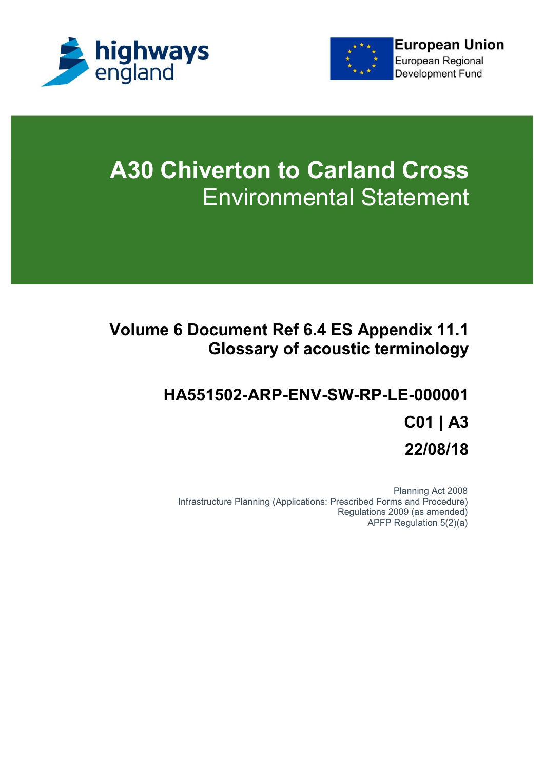highways england

European Union
European Regional Development Fund

# A30 Chiverton to Carland Cross
## Environmental Statement

### Volume 6 Document Ref 6.4 ES Appendix 11.1 Glossary of acoustic terminology

### HA551502-ARP-ENV-SW-RP-LE-000001

### C01 | A3

### 22/08/18

Planning Act 2008
Infrastructure Planning (Applications: Prescribed Forms and Procedure) Regulations 2009 (as amended)
APFP Regulation 5(2)(a)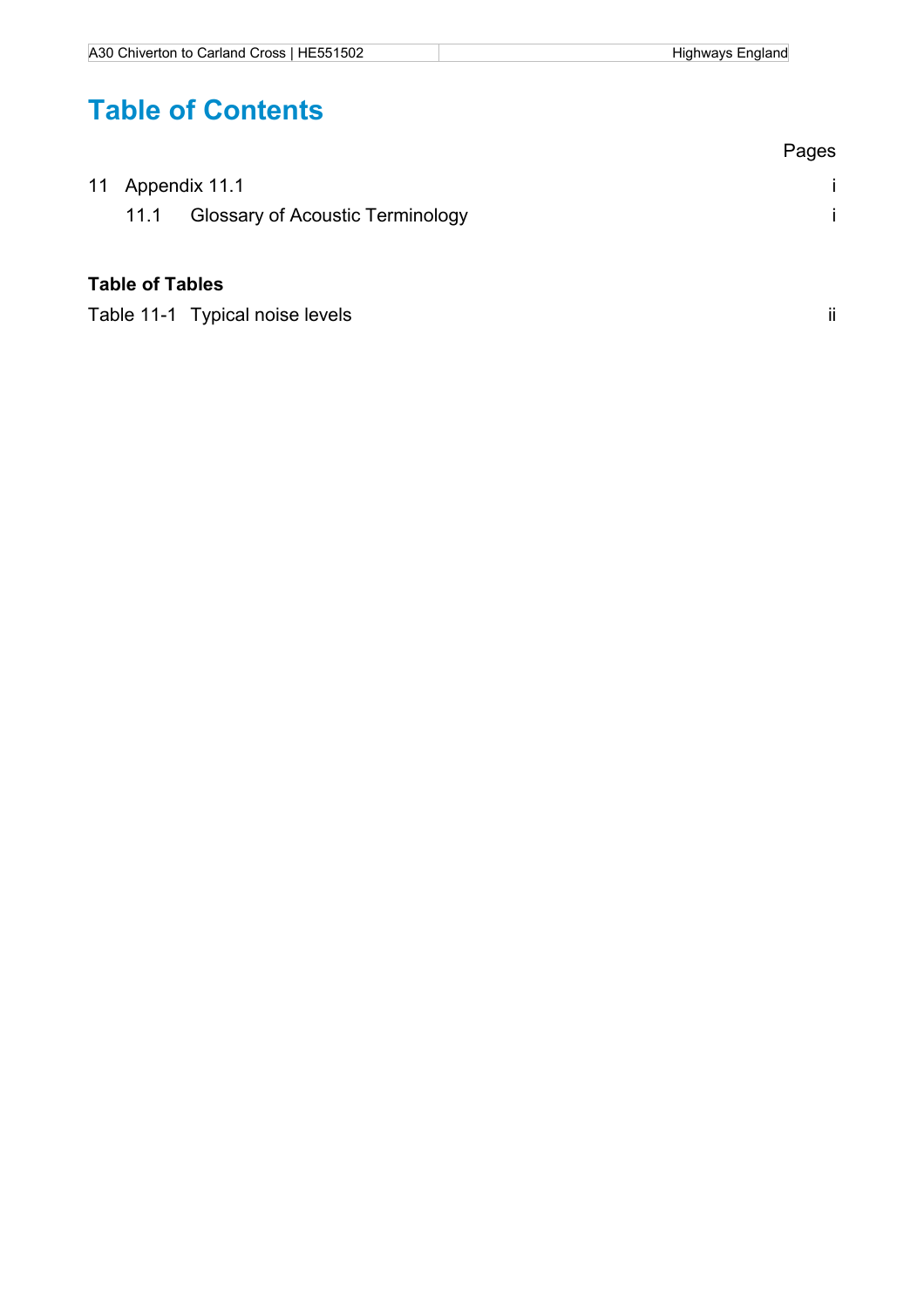# Table of Contents

| | Pages |
|---|---|
| 11 Appendix 11.1 | i |
| 11.1 Glossary of Acoustic Terminology | i |

**Table of Tables**

| | |
|---|---|
| Table 11-1 Typical noise levels | ii |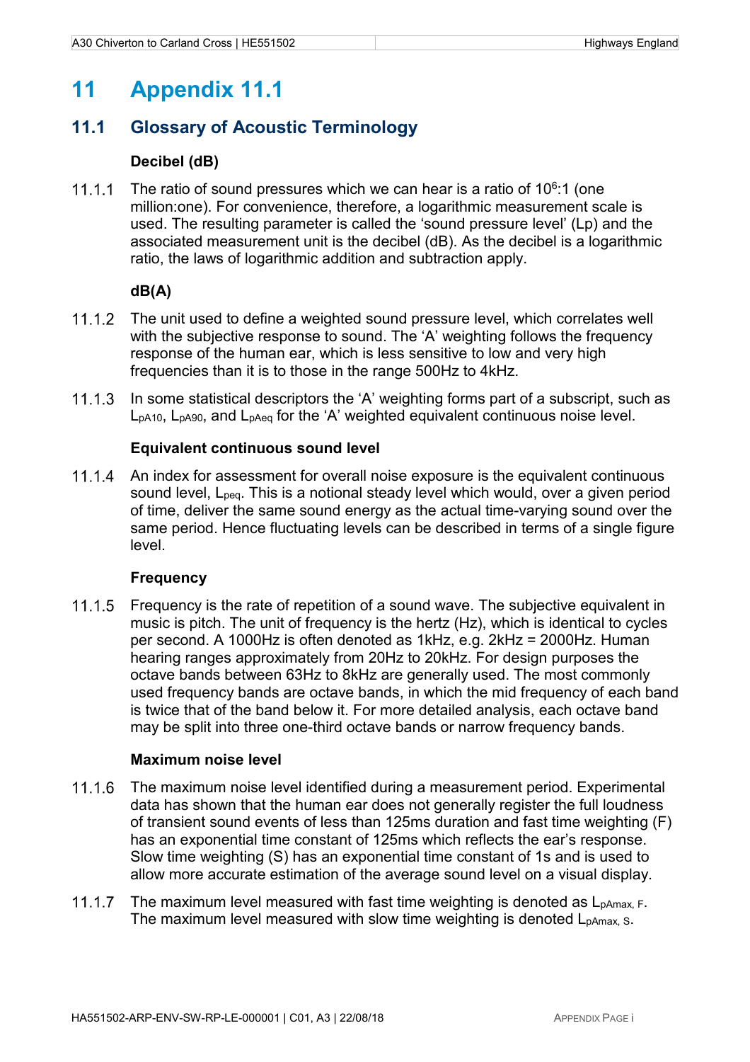# 11 Appendix 11.1

## 11.1 Glossary of Acoustic Terminology

### Decibel (dB)

11.1.1 The ratio of sound pressures which we can hear is a ratio of $10^6$:1 (one million:one). For convenience, therefore, a logarithmic measurement scale is used. The resulting parameter is called the 'sound pressure level' (Lp) and the associated measurement unit is the decibel (dB). As the decibel is a logarithmic ratio, the laws of logarithmic addition and subtraction apply.

### dB(A)

11.1.2 The unit used to define a weighted sound pressure level, which correlates well with the subjective response to sound. The 'A' weighting follows the frequency response of the human ear, which is less sensitive to low and very high frequencies than it is to those in the range 500Hz to 4kHz.

11.1.3 In some statistical descriptors the 'A' weighting forms part of a subscript, such as $L_{pA10}$, $L_{pA90}$, and $L_{pAeq}$ for the 'A' weighted equivalent continuous noise level.

### Equivalent continuous sound level

11.1.4 An index for assessment for overall noise exposure is the equivalent continuous sound level, $L_{peq}$. This is a notional steady level which would, over a given period of time, deliver the same sound energy as the actual time-varying sound over the same period. Hence fluctuating levels can be described in terms of a single figure level.

### Frequency

11.1.5 Frequency is the rate of repetition of a sound wave. The subjective equivalent in music is pitch. The unit of frequency is the hertz (Hz), which is identical to cycles per second. A 1000Hz is often denoted as 1kHz, e.g. 2kHz = 2000Hz. Human hearing ranges approximately from 20Hz to 20kHz. For design purposes the octave bands between 63Hz to 8kHz are generally used. The most commonly used frequency bands are octave bands, in which the mid frequency of each band is twice that of the band below it. For more detailed analysis, each octave band may be split into three one-third octave bands or narrow frequency bands.

### Maximum noise level

11.1.6 The maximum noise level identified during a measurement period. Experimental data has shown that the human ear does not generally register the full loudness of transient sound events of less than 125ms duration and fast time weighting (F) has an exponential time constant of 125ms which reflects the ear's response. Slow time weighting (S) has an exponential time constant of 1s and is used to allow more accurate estimation of the average sound level on a visual display.

11.1.7 The maximum level measured with fast time weighting is denoted as $L_{pAmax,\,F}$. The maximum level measured with slow time weighting is denoted $L_{pAmax,\,S}$.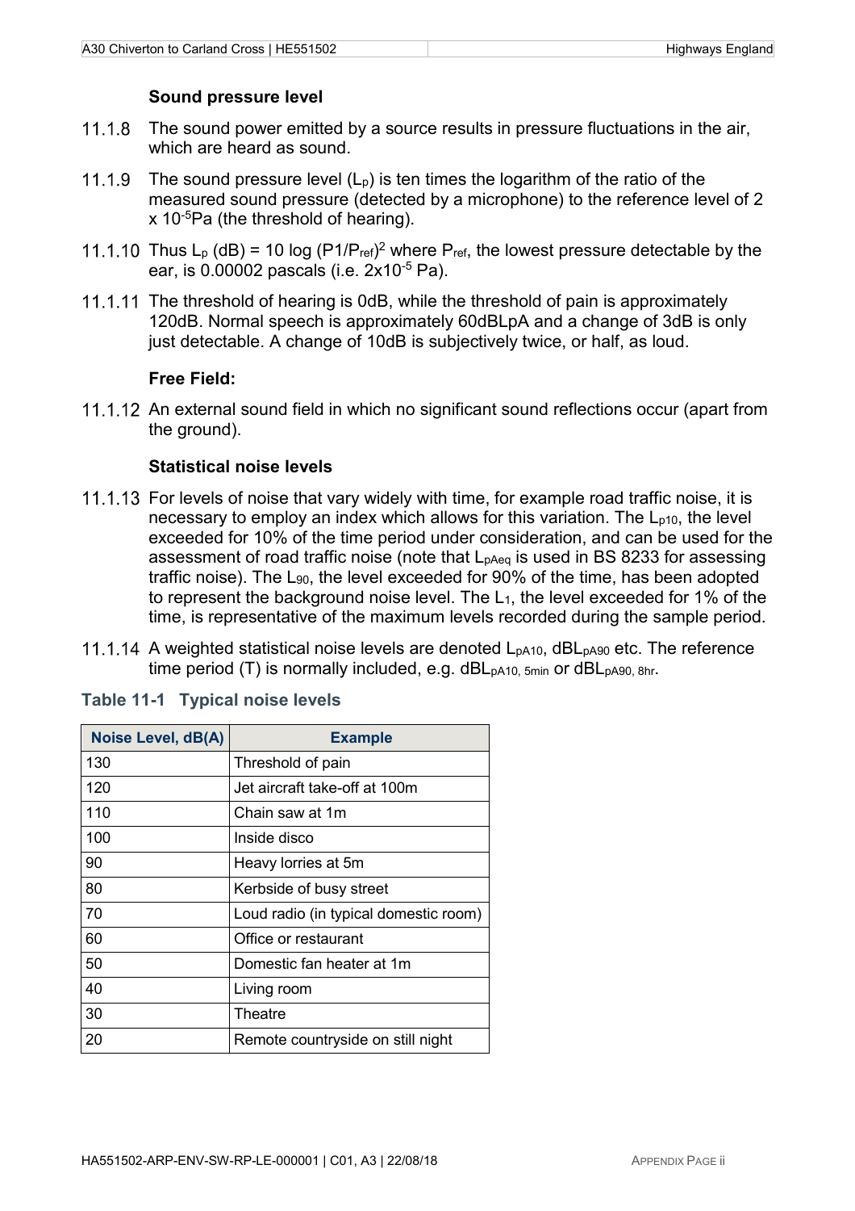### Sound pressure level

11.1.8 The sound power emitted by a source results in pressure fluctuations in the air, which are heard as sound.

11.1.9 The sound pressure level ($L_p$) is ten times the logarithm of the ratio of the measured sound pressure (detected by a microphone) to the reference level of 2 x $10^{-5}$Pa (the threshold of hearing).

11.1.10 Thus $L_p$ (dB) = 10 log $(P1/P_{ref})^2$ where $P_{ref}$, the lowest pressure detectable by the ear, is 0.00002 pascals (i.e. $2x10^{-5}$ Pa).

11.1.11 The threshold of hearing is 0dB, while the threshold of pain is approximately 120dB. Normal speech is approximately 60dBLpA and a change of 3dB is only just detectable. A change of 10dB is subjectively twice, or half, as loud.

### Free Field:

11.1.12 An external sound field in which no significant sound reflections occur (apart from the ground).

### Statistical noise levels

11.1.13 For levels of noise that vary widely with time, for example road traffic noise, it is necessary to employ an index which allows for this variation. The $L_{p10}$, the level exceeded for 10% of the time period under consideration, and can be used for the assessment of road traffic noise (note that $L_{pAeq}$ is used in BS 8233 for assessing traffic noise). The $L_{90}$, the level exceeded for 90% of the time, has been adopted to represent the background noise level. The $L_1$, the level exceeded for 1% of the time, is representative of the maximum levels recorded during the sample period.

11.1.14 A weighted statistical noise levels are denoted $L_{pA10}$, $dBL_{pA90}$ etc. The reference time period (T) is normally included, e.g. $dBL_{pA10, 5min}$ or $dBL_{pA90, 8hr}$.

**Table 11-1 Typical noise levels**

| Noise Level, dB(A) | Example |
|---|---|
| 130 | Threshold of pain |
| 120 | Jet aircraft take-off at 100m |
| 110 | Chain saw at 1m |
| 100 | Inside disco |
| 90 | Heavy lorries at 5m |
| 80 | Kerbside of busy street |
| 70 | Loud radio (in typical domestic room) |
| 60 | Office or restaurant |
| 50 | Domestic fan heater at 1m |
| 40 | Living room |
| 30 | Theatre |
| 20 | Remote countryside on still night |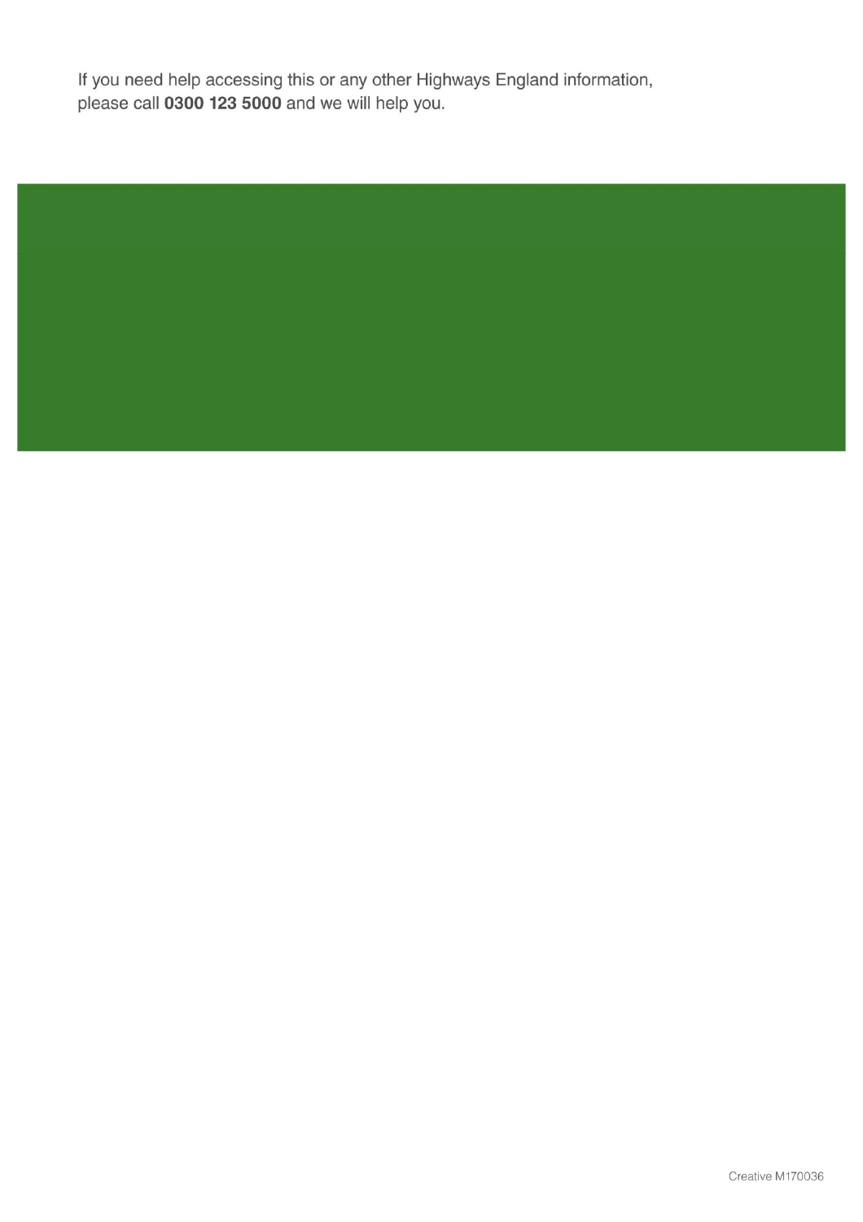If you need help accessing this or any other Highways England information, please call **0300 123 5000** and we will help you.

Creative M170036